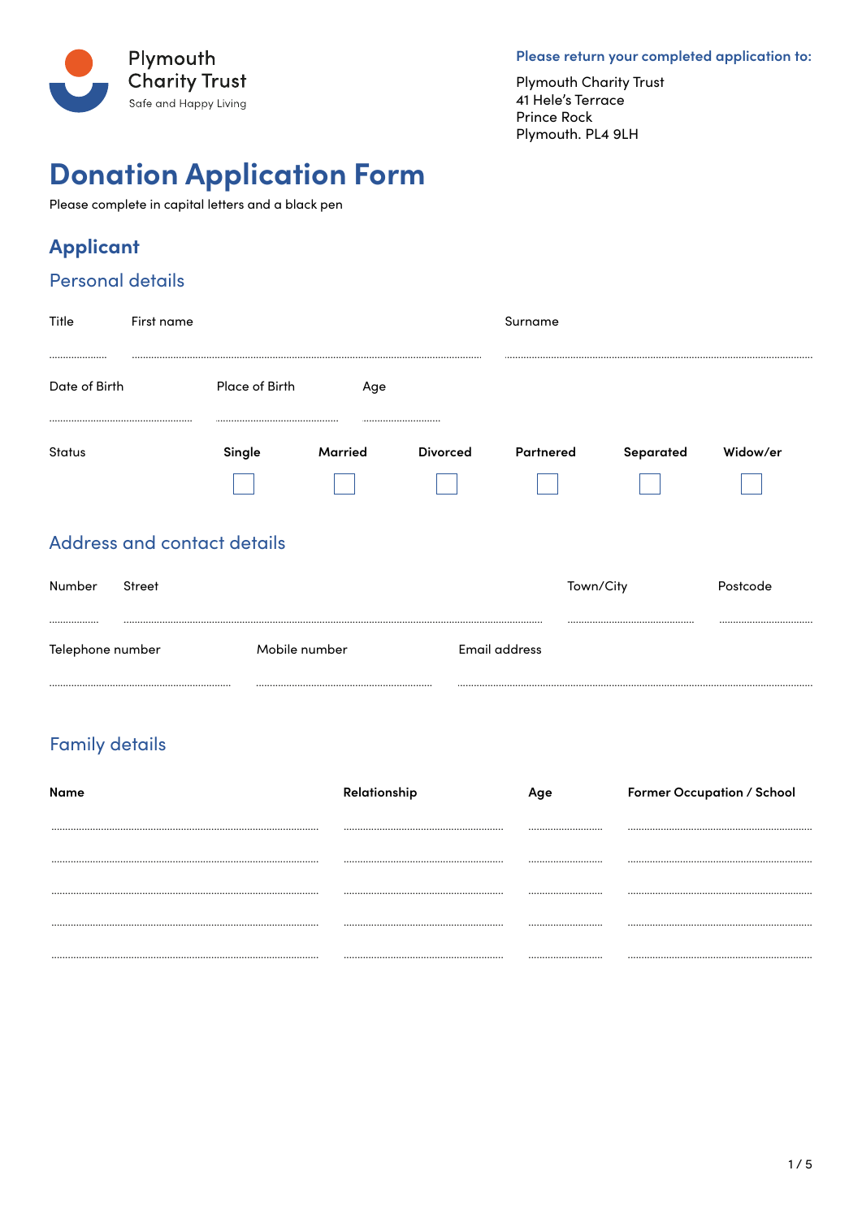Plymouth
Charity Trust
Safe and Happy Living

**Please return your completed application to:**

Plymouth Charity Trust
41 Hele's Terrace
Prince Rock
Plymouth. PL4 9LH

# Donation Application Form

Please complete in capital letters and a black pen

## Applicant

### Personal details

Title ............ First name .................................................... Surname ....................................................

Date of Birth .................... Place of Birth .................... Age ..............

Status: Single ☐ Married ☐ Divorced ☐ Partnered ☐ Separated ☐ Widow/er ☐

### Address and contact details

Number ........ Street .................................................... Town/City .................... Postcode ..............

Telephone number .................... Mobile number .................... Email address ....................................................

### Family details

| Name | Relationship | Age | Former Occupation / School |
|---|---|---|---|
| | | | |
| | | | |
| | | | |
| | | | |
| | | | |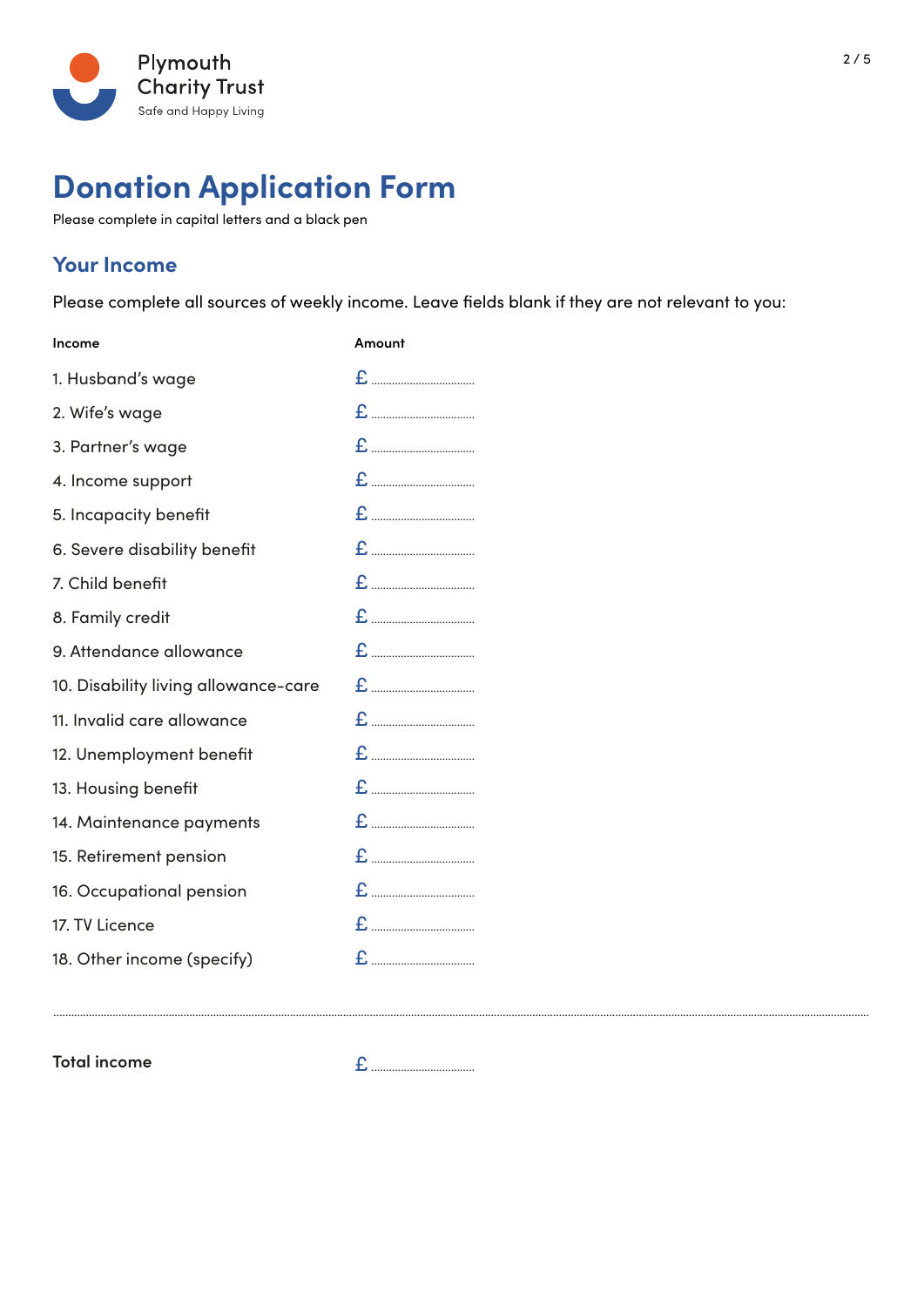Plymouth Charity Trust
Safe and Happy Living

# Donation Application Form

Please complete in capital letters and a black pen

## Your Income

Please complete all sources of weekly income. Leave fields blank if they are not relevant to you:

| Income | Amount |
| --- | --- |
| 1. Husband's wage | £ ................................ |
| 2. Wife's wage | £ ................................ |
| 3. Partner's wage | £ ................................ |
| 4. Income support | £ ................................ |
| 5. Incapacity benefit | £ ................................ |
| 6. Severe disability benefit | £ ................................ |
| 7. Child benefit | £ ................................ |
| 8. Family credit | £ ................................ |
| 9. Attendance allowance | £ ................................ |
| 10. Disability living allowance-care | £ ................................ |
| 11. Invalid care allowance | £ ................................ |
| 12. Unemployment benefit | £ ................................ |
| 13. Housing benefit | £ ................................ |
| 14. Maintenance payments | £ ................................ |
| 15. Retirement pension | £ ................................ |
| 16. Occupational pension | £ ................................ |
| 17. TV Licence | £ ................................ |
| 18. Other income (specify) | £ ................................ |

.......................................................................................................................................................................................

**Total income** £ ................................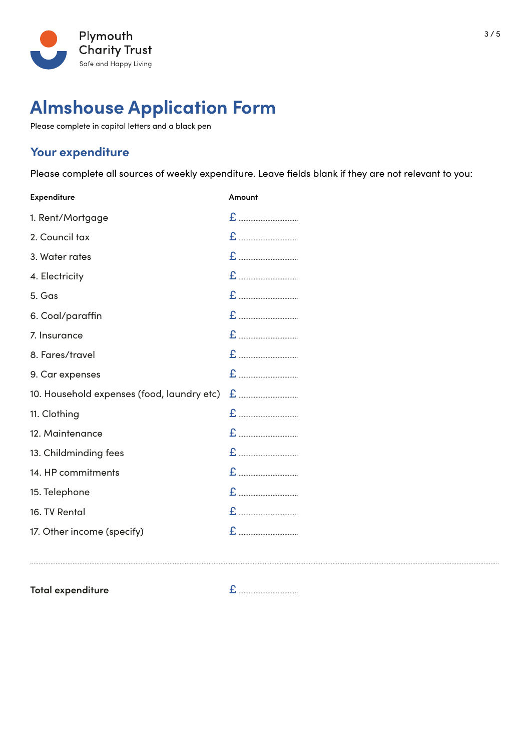# Almshouse Application Form

Please complete in capital letters and a black pen

## Your expenditure

Please complete all sources of weekly expenditure. Leave fields blank if they are not relevant to you:

| Expenditure | Amount |
|---|---|
| 1. Rent/Mortgage | £ .................................. |
| 2. Council tax | £ .................................. |
| 3. Water rates | £ .................................. |
| 4. Electricity | £ .................................. |
| 5. Gas | £ .................................. |
| 6. Coal/paraffin | £ .................................. |
| 7. Insurance | £ .................................. |
| 8. Fares/travel | £ .................................. |
| 9. Car expenses | £ .................................. |
| 10. Household expenses (food, laundry etc) | £ .................................. |
| 11. Clothing | £ .................................. |
| 12. Maintenance | £ .................................. |
| 13. Childminding fees | £ .................................. |
| 14. HP commitments | £ .................................. |
| 15. Telephone | £ .................................. |
| 16. TV Rental | £ .................................. |
| 17. Other income (specify) | £ .................................. |

..........................................................................................................................................................................

**Total expenditure** £ ..................................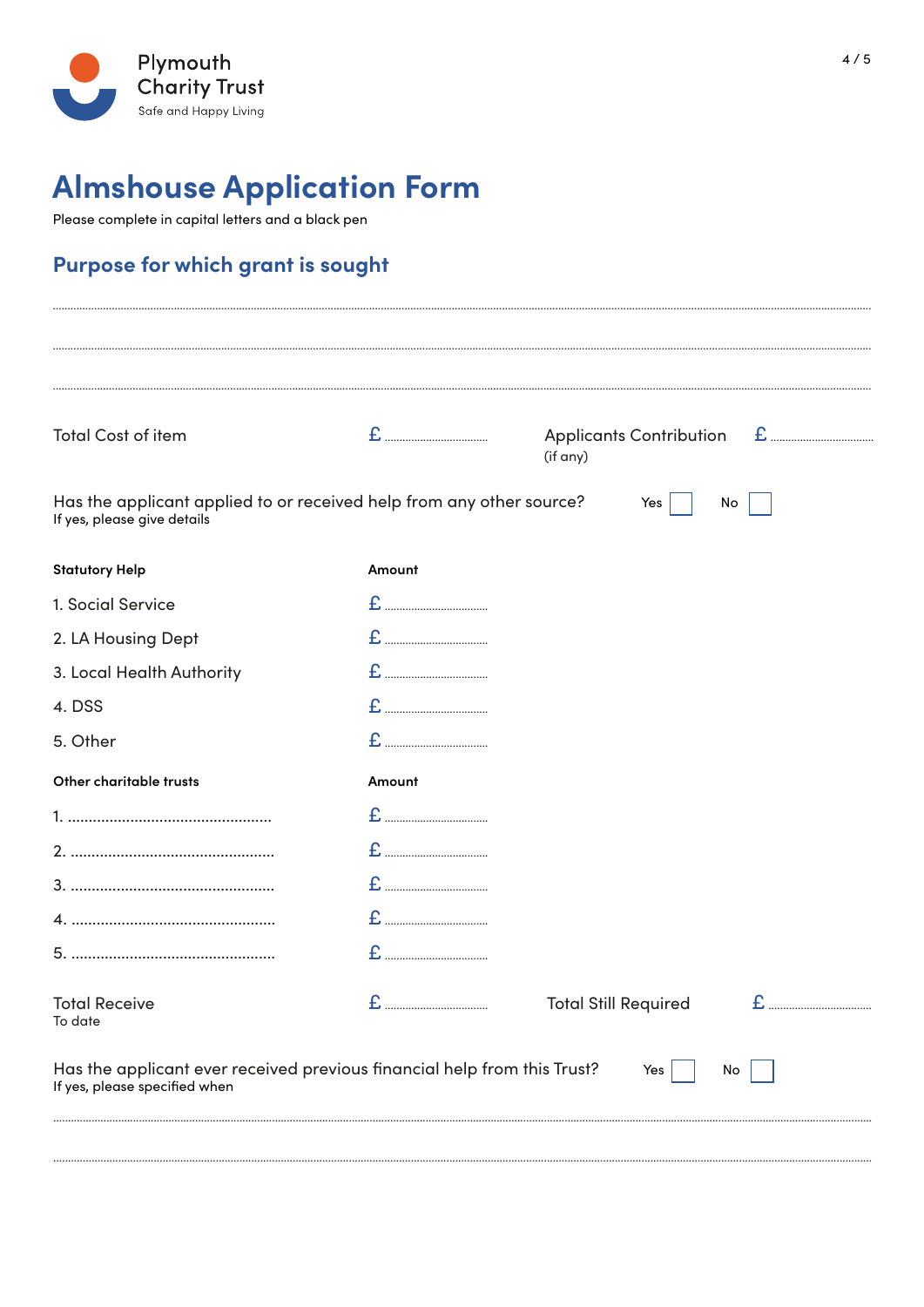Plymouth Charity Trust
Safe and Happy Living

# Almshouse Application Form

Please complete in capital letters and a black pen

## Purpose for which grant is sought

..............................................................................................................................................

..............................................................................................................................................

..............................................................................................................................................

Total Cost of item £ ..............................

Applicants Contribution (if any) £ ..............................

Has the applicant applied to or received help from any other source? Yes ☐ No ☐
If yes, please give details

| **Statutory Help** | **Amount** |
|---|---|
| 1. Social Service | £ .............................. |
| 2. LA Housing Dept | £ .............................. |
| 3. Local Health Authority | £ .............................. |
| 4. DSS | £ .............................. |
| 5. Other | £ .............................. |

| **Other charitable trusts** | **Amount** |
|---|---|
| 1. ............................................... | £ .............................. |
| 2. ............................................... | £ .............................. |
| 3. ............................................... | £ .............................. |
| 4. ............................................... | £ .............................. |
| 5. ............................................... | £ .............................. |

Total Receive
To date £ ..............................

Total Still Required £ ..............................

Has the applicant ever received previous financial help from this Trust? Yes ☐ No ☐
If yes, please specified when

..............................................................................................................................................

..............................................................................................................................................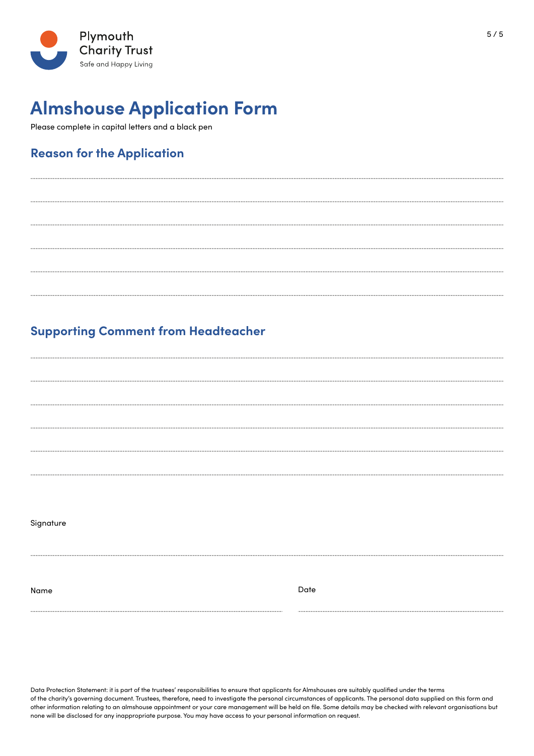Plymouth
Charity Trust
Safe and Happy Living

# Almshouse Application Form

Please complete in capital letters and a black pen

## Reason for the Application

..............................................................................................................................................................

..............................................................................................................................................................

..............................................................................................................................................................

..............................................................................................................................................................

..............................................................................................................................................................

..............................................................................................................................................................

## Supporting Comment from Headteacher

..............................................................................................................................................................

..............................................................................................................................................................

..............................................................................................................................................................

..............................................................................................................................................................

..............................................................................................................................................................

..............................................................................................................................................................

Signature

..............................................................................................................................................................

Name ..............................................................................

Date ..............................................................................

Data Protection Statement: it is part of the trustees' responsibilities to ensure that applicants for Almshouses are suitably qualified under the terms of the charity's governing document. Trustees, therefore, need to investigate the personal circumstances of applicants. The personal data supplied on this form and other information relating to an almshouse appointment or your care management will be held on file. Some details may be checked with relevant organisations but none will be disclosed for any inappropriate purpose. You may have access to your personal information on request.